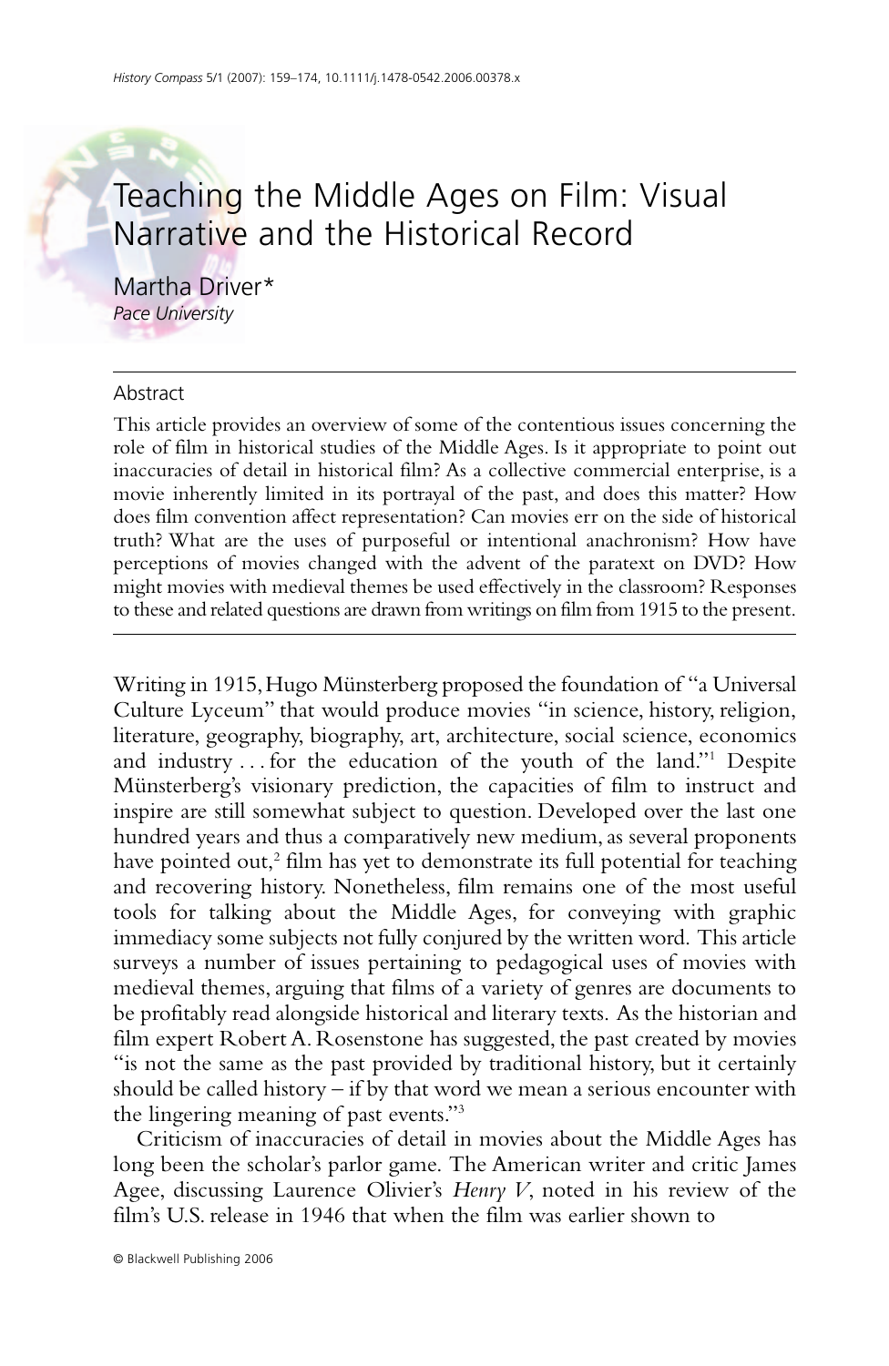# Teaching the Middle Ages on Film: Visual Narrative and the Historical Record

Martha Driver*
*Pace University*

## Abstract

This article provides an overview of some of the contentious issues concerning the role of film in historical studies of the Middle Ages. Is it appropriate to point out inaccuracies of detail in historical film? As a collective commercial enterprise, is a movie inherently limited in its portrayal of the past, and does this matter? How does film convention affect representation? Can movies err on the side of historical truth? What are the uses of purposeful or intentional anachronism? How have perceptions of movies changed with the advent of the paratext on DVD? How might movies with medieval themes be used effectively in the classroom? Responses to these and related questions are drawn from writings on film from 1915 to the present.

Writing in 1915, Hugo Münsterberg proposed the foundation of "a Universal Culture Lyceum" that would produce movies "in science, history, religion, literature, geography, biography, art, architecture, social science, economics and industry . . . for the education of the youth of the land."[1] Despite Münsterberg's visionary prediction, the capacities of film to instruct and inspire are still somewhat subject to question. Developed over the last one hundred years and thus a comparatively new medium, as several proponents have pointed out,[2] film has yet to demonstrate its full potential for teaching and recovering history. Nonetheless, film remains one of the most useful tools for talking about the Middle Ages, for conveying with graphic immediacy some subjects not fully conjured by the written word. This article surveys a number of issues pertaining to pedagogical uses of movies with medieval themes, arguing that films of a variety of genres are documents to be profitably read alongside historical and literary texts. As the historian and film expert Robert A. Rosenstone has suggested, the past created by movies "is not the same as the past provided by traditional history, but it certainly should be called history – if by that word we mean a serious encounter with the lingering meaning of past events."[3]

Criticism of inaccuracies of detail in movies about the Middle Ages has long been the scholar's parlor game. The American writer and critic James Agee, discussing Laurence Olivier's *Henry V*, noted in his review of the film's U.S. release in 1946 that when the film was earlier shown to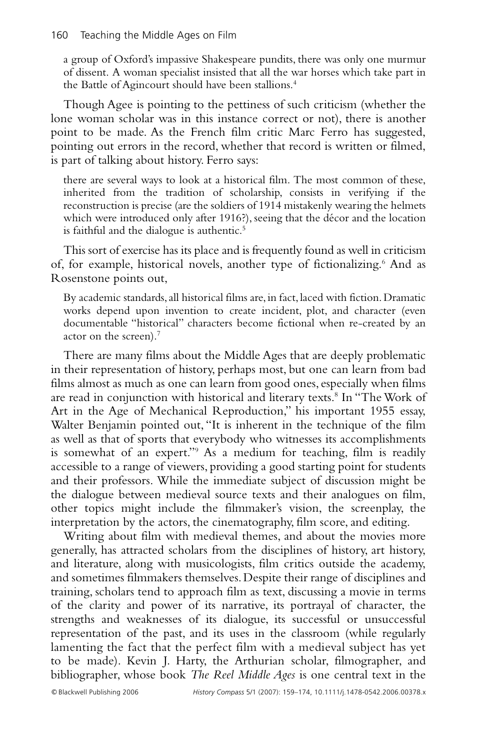a group of Oxford's impassive Shakespeare pundits, there was only one murmur of dissent. A woman specialist insisted that all the war horses which take part in the Battle of Agincourt should have been stallions.[4]

Though Agee is pointing to the pettiness of such criticism (whether the lone woman scholar was in this instance correct or not), there is another point to be made. As the French film critic Marc Ferro has suggested, pointing out errors in the record, whether that record is written or filmed, is part of talking about history. Ferro says:

> there are several ways to look at a historical film. The most common of these, inherited from the tradition of scholarship, consists in verifying if the reconstruction is precise (are the soldiers of 1914 mistakenly wearing the helmets which were introduced only after 1916?), seeing that the décor and the location is faithful and the dialogue is authentic.[5]

This sort of exercise has its place and is frequently found as well in criticism of, for example, historical novels, another type of fictionalizing.[6] And as Rosenstone points out,

> By academic standards, all historical films are, in fact, laced with fiction. Dramatic works depend upon invention to create incident, plot, and character (even documentable "historical" characters become fictional when re-created by an actor on the screen).[7]

There are many films about the Middle Ages that are deeply problematic in their representation of history, perhaps most, but one can learn from bad films almost as much as one can learn from good ones, especially when films are read in conjunction with historical and literary texts.[8] In "The Work of Art in the Age of Mechanical Reproduction," his important 1955 essay, Walter Benjamin pointed out, "It is inherent in the technique of the film as well as that of sports that everybody who witnesses its accomplishments is somewhat of an expert."[9] As a medium for teaching, film is readily accessible to a range of viewers, providing a good starting point for students and their professors. While the immediate subject of discussion might be the dialogue between medieval source texts and their analogues on film, other topics might include the filmmaker's vision, the screenplay, the interpretation by the actors, the cinematography, film score, and editing.

Writing about film with medieval themes, and about the movies more generally, has attracted scholars from the disciplines of history, art history, and literature, along with musicologists, film critics outside the academy, and sometimes filmmakers themselves. Despite their range of disciplines and training, scholars tend to approach film as text, discussing a movie in terms of the clarity and power of its narrative, its portrayal of character, the strengths and weaknesses of its dialogue, its successful or unsuccessful representation of the past, and its uses in the classroom (while regularly lamenting the fact that the perfect film with a medieval subject has yet to be made). Kevin J. Harty, the Arthurian scholar, filmographer, and bibliographer, whose book *The Reel Middle Ages* is one central text in the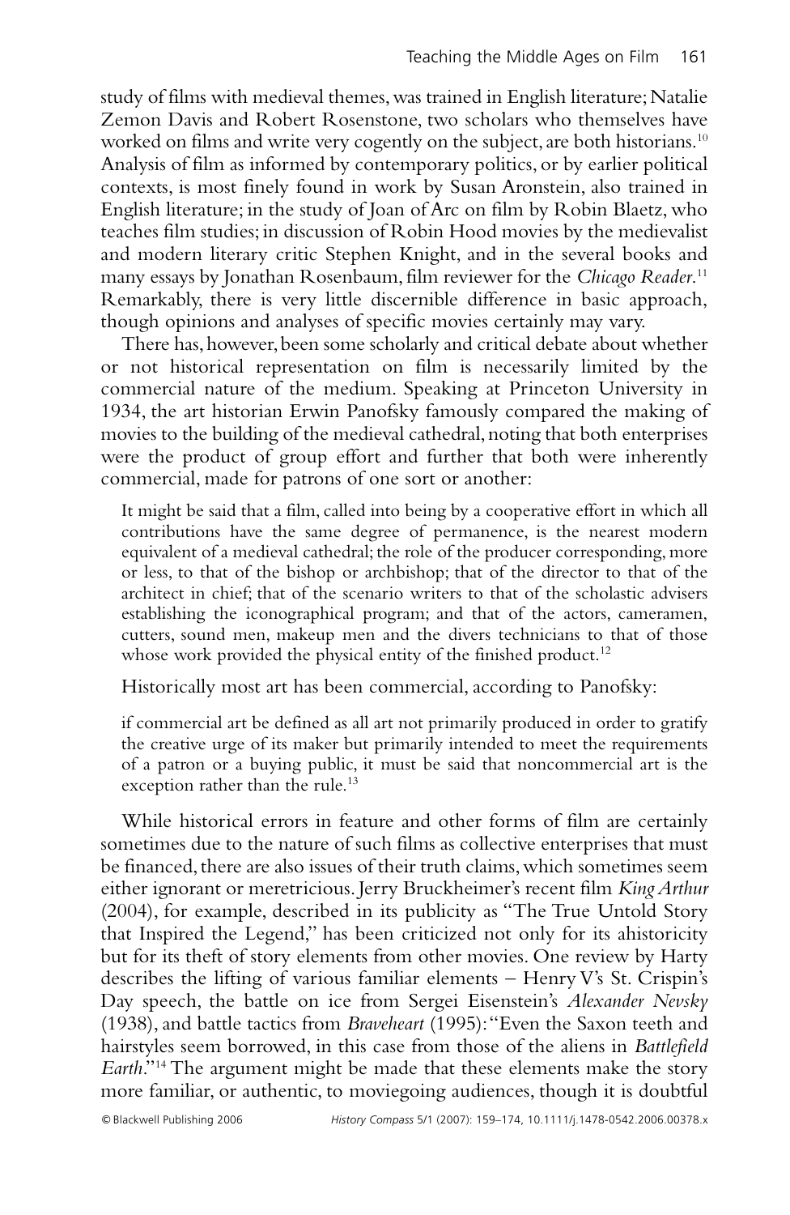study of films with medieval themes, was trained in English literature; Natalie Zemon Davis and Robert Rosenstone, two scholars who themselves have worked on films and write very cogently on the subject, are both historians.[10] Analysis of film as informed by contemporary politics, or by earlier political contexts, is most finely found in work by Susan Aronstein, also trained in English literature; in the study of Joan of Arc on film by Robin Blaetz, who teaches film studies; in discussion of Robin Hood movies by the medievalist and modern literary critic Stephen Knight, and in the several books and many essays by Jonathan Rosenbaum, film reviewer for the *Chicago Reader*.[11] Remarkably, there is very little discernible difference in basic approach, though opinions and analyses of specific movies certainly may vary.

There has, however, been some scholarly and critical debate about whether or not historical representation on film is necessarily limited by the commercial nature of the medium. Speaking at Princeton University in 1934, the art historian Erwin Panofsky famously compared the making of movies to the building of the medieval cathedral, noting that both enterprises were the product of group effort and further that both were inherently commercial, made for patrons of one sort or another:

> It might be said that a film, called into being by a cooperative effort in which all contributions have the same degree of permanence, is the nearest modern equivalent of a medieval cathedral; the role of the producer corresponding, more or less, to that of the bishop or archbishop; that of the director to that of the architect in chief; that of the scenario writers to that of the scholastic advisers establishing the iconographical program; and that of the actors, cameramen, cutters, sound men, makeup men and the divers technicians to that of those whose work provided the physical entity of the finished product.[12]

Historically most art has been commercial, according to Panofsky:

> if commercial art be defined as all art not primarily produced in order to gratify the creative urge of its maker but primarily intended to meet the requirements of a patron or a buying public, it must be said that noncommercial art is the exception rather than the rule.[13]

While historical errors in feature and other forms of film are certainly sometimes due to the nature of such films as collective enterprises that must be financed, there are also issues of their truth claims, which sometimes seem either ignorant or meretricious. Jerry Bruckheimer's recent film *King Arthur* (2004), for example, described in its publicity as "The True Untold Story that Inspired the Legend," has been criticized not only for its ahistoricity but for its theft of story elements from other movies. One review by Harty describes the lifting of various familiar elements – Henry V's St. Crispin's Day speech, the battle on ice from Sergei Eisenstein's *Alexander Nevsky* (1938), and battle tactics from *Braveheart* (1995): "Even the Saxon teeth and hairstyles seem borrowed, in this case from those of the aliens in *Battlefield Earth*."[14] The argument might be made that these elements make the story more familiar, or authentic, to moviegoing audiences, though it is doubtful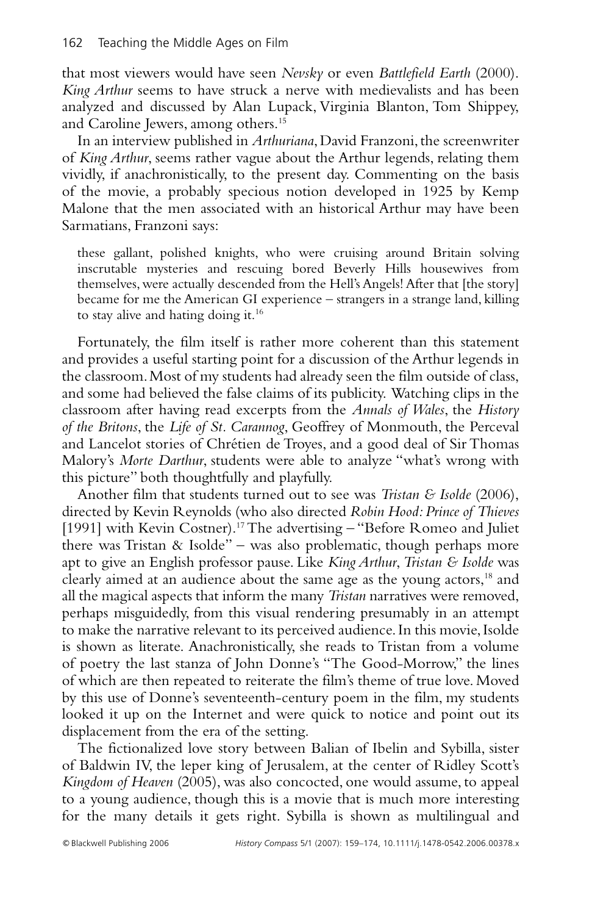that most viewers would have seen *Nevsky* or even *Battlefield Earth* (2000). *King Arthur* seems to have struck a nerve with medievalists and has been analyzed and discussed by Alan Lupack, Virginia Blanton, Tom Shippey, and Caroline Jewers, among others.[15]

In an interview published in *Arthuriana*, David Franzoni, the screenwriter of *King Arthur*, seems rather vague about the Arthur legends, relating them vividly, if anachronistically, to the present day. Commenting on the basis of the movie, a probably specious notion developed in 1925 by Kemp Malone that the men associated with an historical Arthur may have been Sarmatians, Franzoni says:

> these gallant, polished knights, who were cruising around Britain solving inscrutable mysteries and rescuing bored Beverly Hills housewives from themselves, were actually descended from the Hell's Angels! After that [the story] became for me the American GI experience – strangers in a strange land, killing to stay alive and hating doing it.[16]

Fortunately, the film itself is rather more coherent than this statement and provides a useful starting point for a discussion of the Arthur legends in the classroom. Most of my students had already seen the film outside of class, and some had believed the false claims of its publicity. Watching clips in the classroom after having read excerpts from the *Annals of Wales*, the *History of the Britons*, the *Life of St. Carannog*, Geoffrey of Monmouth, the Perceval and Lancelot stories of Chrétien de Troyes, and a good deal of Sir Thomas Malory's *Morte Darthur*, students were able to analyze "what's wrong with this picture" both thoughtfully and playfully.

Another film that students turned out to see was *Tristan & Isolde* (2006), directed by Kevin Reynolds (who also directed *Robin Hood: Prince of Thieves* [1991] with Kevin Costner).[17] The advertising – "Before Romeo and Juliet there was Tristan & Isolde" – was also problematic, though perhaps more apt to give an English professor pause. Like *King Arthur*, *Tristan & Isolde* was clearly aimed at an audience about the same age as the young actors,[18] and all the magical aspects that inform the many *Tristan* narratives were removed, perhaps misguidedly, from this visual rendering presumably in an attempt to make the narrative relevant to its perceived audience. In this movie, Isolde is shown as literate. Anachronistically, she reads to Tristan from a volume of poetry the last stanza of John Donne's "The Good-Morrow," the lines of which are then repeated to reiterate the film's theme of true love. Moved by this use of Donne's seventeenth-century poem in the film, my students looked it up on the Internet and were quick to notice and point out its displacement from the era of the setting.

The fictionalized love story between Balian of Ibelin and Sybilla, sister of Baldwin IV, the leper king of Jerusalem, at the center of Ridley Scott's *Kingdom of Heaven* (2005), was also concocted, one would assume, to appeal to a young audience, though this is a movie that is much more interesting for the many details it gets right. Sybilla is shown as multilingual and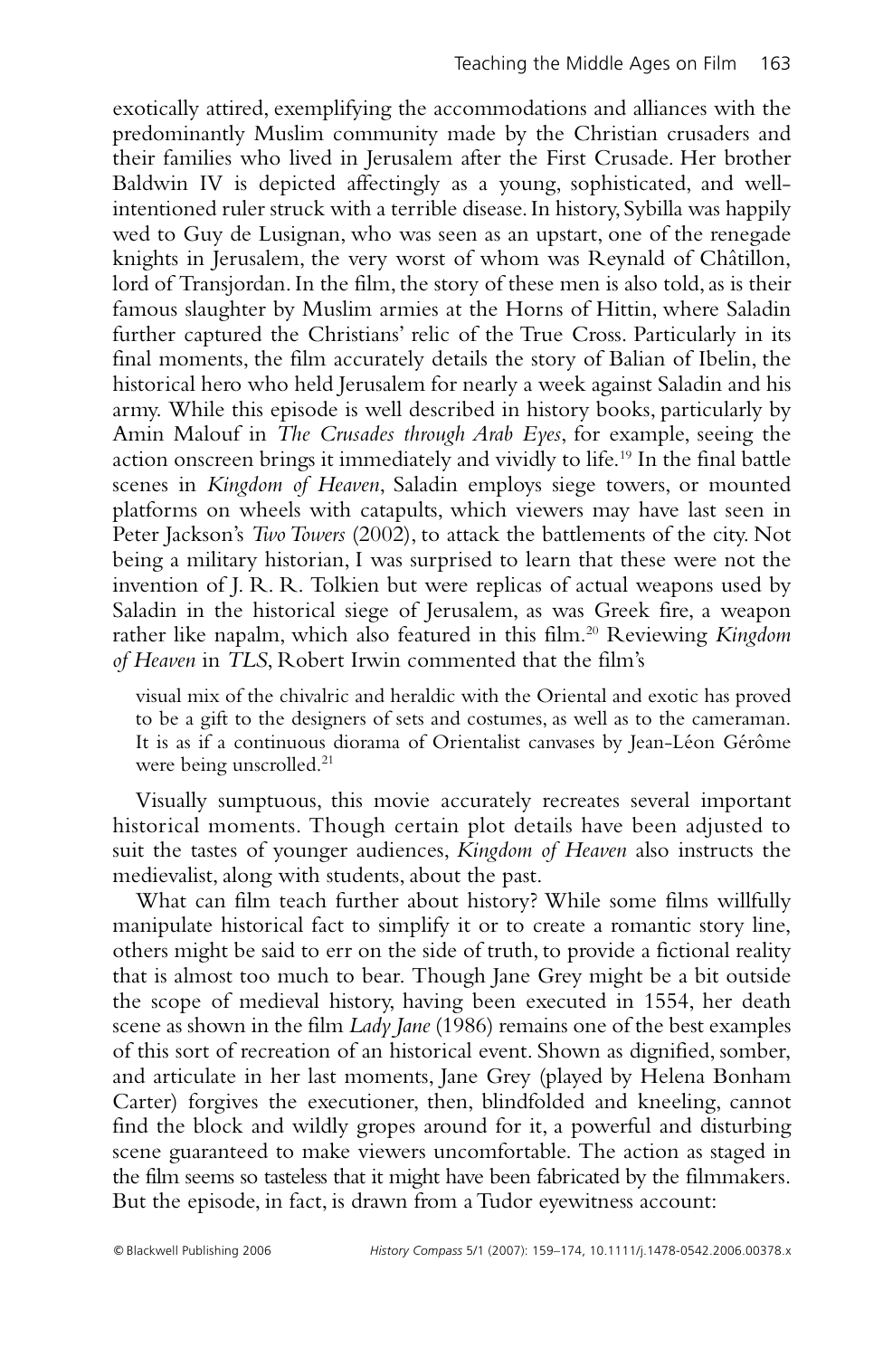exotically attired, exemplifying the accommodations and alliances with the predominantly Muslim community made by the Christian crusaders and their families who lived in Jerusalem after the First Crusade. Her brother Baldwin IV is depicted affectingly as a young, sophisticated, and well-intentioned ruler struck with a terrible disease. In history, Sybilla was happily wed to Guy de Lusignan, who was seen as an upstart, one of the renegade knights in Jerusalem, the very worst of whom was Reynald of Châtillon, lord of Transjordan. In the film, the story of these men is also told, as is their famous slaughter by Muslim armies at the Horns of Hittin, where Saladin further captured the Christians' relic of the True Cross. Particularly in its final moments, the film accurately details the story of Balian of Ibelin, the historical hero who held Jerusalem for nearly a week against Saladin and his army. While this episode is well described in history books, particularly by Amin Malouf in *The Crusades through Arab Eyes*, for example, seeing the action onscreen brings it immediately and vividly to life.[19] In the final battle scenes in *Kingdom of Heaven*, Saladin employs siege towers, or mounted platforms on wheels with catapults, which viewers may have last seen in Peter Jackson's *Two Towers* (2002), to attack the battlements of the city. Not being a military historian, I was surprised to learn that these were not the invention of J. R. R. Tolkien but were replicas of actual weapons used by Saladin in the historical siege of Jerusalem, as was Greek fire, a weapon rather like napalm, which also featured in this film.[20] Reviewing *Kingdom of Heaven* in *TLS*, Robert Irwin commented that the film's

> visual mix of the chivalric and heraldic with the Oriental and exotic has proved to be a gift to the designers of sets and costumes, as well as to the cameraman. It is as if a continuous diorama of Orientalist canvases by Jean-Léon Gérôme were being unscrolled.[21]

Visually sumptuous, this movie accurately recreates several important historical moments. Though certain plot details have been adjusted to suit the tastes of younger audiences, *Kingdom of Heaven* also instructs the medievalist, along with students, about the past.

What can film teach further about history? While some films willfully manipulate historical fact to simplify it or to create a romantic story line, others might be said to err on the side of truth, to provide a fictional reality that is almost too much to bear. Though Jane Grey might be a bit outside the scope of medieval history, having been executed in 1554, her death scene as shown in the film *Lady Jane* (1986) remains one of the best examples of this sort of recreation of an historical event. Shown as dignified, somber, and articulate in her last moments, Jane Grey (played by Helena Bonham Carter) forgives the executioner, then, blindfolded and kneeling, cannot find the block and wildly gropes around for it, a powerful and disturbing scene guaranteed to make viewers uncomfortable. The action as staged in the film seems so tasteless that it might have been fabricated by the filmmakers. But the episode, in fact, is drawn from a Tudor eyewitness account: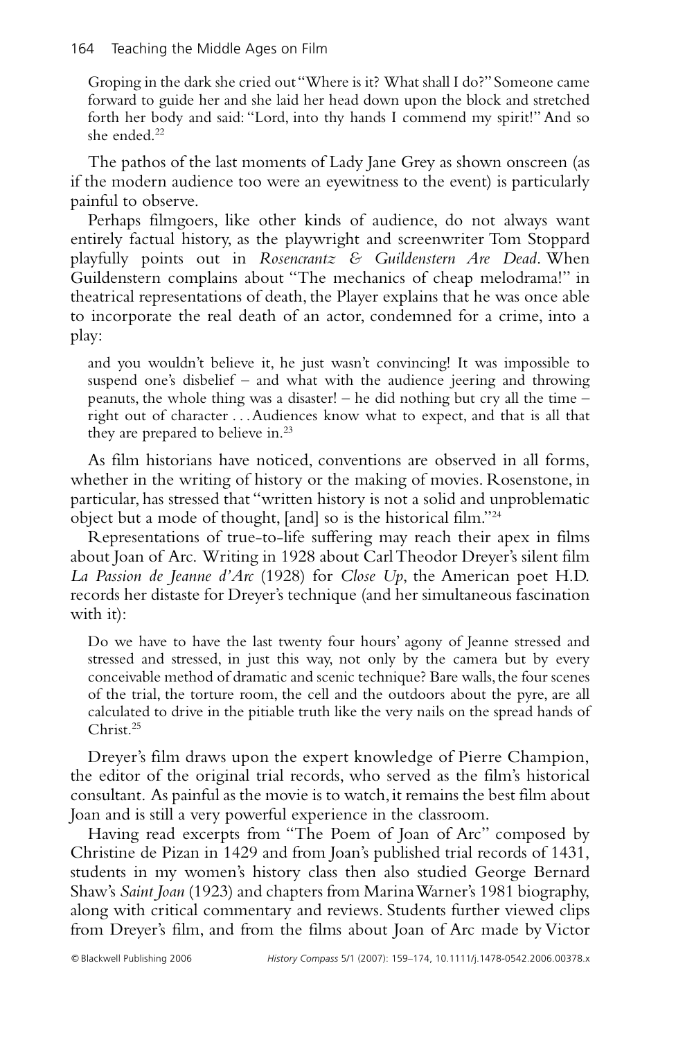> Groping in the dark she cried out "Where is it? What shall I do?" Someone came forward to guide her and she laid her head down upon the block and stretched forth her body and said: "Lord, into thy hands I commend my spirit!" And so she ended.[22]

The pathos of the last moments of Lady Jane Grey as shown onscreen (as if the modern audience too were an eyewitness to the event) is particularly painful to observe.

Perhaps filmgoers, like other kinds of audience, do not always want entirely factual history, as the playwright and screenwriter Tom Stoppard playfully points out in *Rosencrantz & Guildenstern Are Dead*. When Guildenstern complains about "The mechanics of cheap melodrama!" in theatrical representations of death, the Player explains that he was once able to incorporate the real death of an actor, condemned for a crime, into a play:

> and you wouldn't believe it, he just wasn't convincing! It was impossible to suspend one's disbelief – and what with the audience jeering and throwing peanuts, the whole thing was a disaster! – he did nothing but cry all the time – right out of character . . . Audiences know what to expect, and that is all that they are prepared to believe in.[23]

As film historians have noticed, conventions are observed in all forms, whether in the writing of history or the making of movies. Rosenstone, in particular, has stressed that "written history is not a solid and unproblematic object but a mode of thought, [and] so is the historical film."[24]

Representations of true-to-life suffering may reach their apex in films about Joan of Arc. Writing in 1928 about Carl Theodor Dreyer's silent film *La Passion de Jeanne d'Arc* (1928) for *Close Up*, the American poet H.D. records her distaste for Dreyer's technique (and her simultaneous fascination with it):

> Do we have to have the last twenty four hours' agony of Jeanne stressed and stressed and stressed, in just this way, not only by the camera but by every conceivable method of dramatic and scenic technique? Bare walls, the four scenes of the trial, the torture room, the cell and the outdoors about the pyre, are all calculated to drive in the pitiable truth like the very nails on the spread hands of Christ.[25]

Dreyer's film draws upon the expert knowledge of Pierre Champion, the editor of the original trial records, who served as the film's historical consultant. As painful as the movie is to watch, it remains the best film about Joan and is still a very powerful experience in the classroom.

Having read excerpts from "The Poem of Joan of Arc" composed by Christine de Pizan in 1429 and from Joan's published trial records of 1431, students in my women's history class then also studied George Bernard Shaw's *Saint Joan* (1923) and chapters from Marina Warner's 1981 biography, along with critical commentary and reviews. Students further viewed clips from Dreyer's film, and from the films about Joan of Arc made by Victor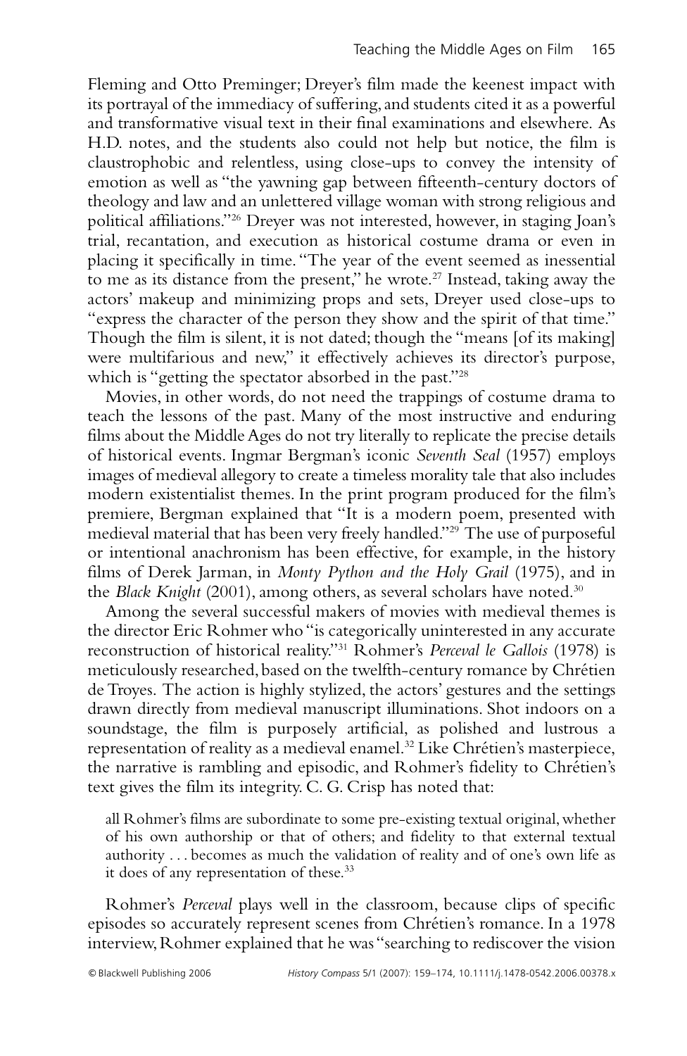Fleming and Otto Preminger; Dreyer's film made the keenest impact with its portrayal of the immediacy of suffering, and students cited it as a powerful and transformative visual text in their final examinations and elsewhere. As H.D. notes, and the students also could not help but notice, the film is claustrophobic and relentless, using close-ups to convey the intensity of emotion as well as "the yawning gap between fifteenth-century doctors of theology and law and an unlettered village woman with strong religious and political affiliations."[26] Dreyer was not interested, however, in staging Joan's trial, recantation, and execution as historical costume drama or even in placing it specifically in time. "The year of the event seemed as inessential to me as its distance from the present," he wrote.[27] Instead, taking away the actors' makeup and minimizing props and sets, Dreyer used close-ups to "express the character of the person they show and the spirit of that time." Though the film is silent, it is not dated; though the "means [of its making] were multifarious and new," it effectively achieves its director's purpose, which is "getting the spectator absorbed in the past."[28]

Movies, in other words, do not need the trappings of costume drama to teach the lessons of the past. Many of the most instructive and enduring films about the Middle Ages do not try literally to replicate the precise details of historical events. Ingmar Bergman's iconic *Seventh Seal* (1957) employs images of medieval allegory to create a timeless morality tale that also includes modern existentialist themes. In the print program produced for the film's premiere, Bergman explained that "It is a modern poem, presented with medieval material that has been very freely handled."[29] The use of purposeful or intentional anachronism has been effective, for example, in the history films of Derek Jarman, in *Monty Python and the Holy Grail* (1975), and in the *Black Knight* (2001), among others, as several scholars have noted.[30]

Among the several successful makers of movies with medieval themes is the director Eric Rohmer who "is categorically uninterested in any accurate reconstruction of historical reality."[31] Rohmer's *Perceval le Gallois* (1978) is meticulously researched, based on the twelfth-century romance by Chrétien de Troyes. The action is highly stylized, the actors' gestures and the settings drawn directly from medieval manuscript illuminations. Shot indoors on a soundstage, the film is purposely artificial, as polished and lustrous a representation of reality as a medieval enamel.[32] Like Chrétien's masterpiece, the narrative is rambling and episodic, and Rohmer's fidelity to Chrétien's text gives the film its integrity. C. G. Crisp has noted that:

> all Rohmer's films are subordinate to some pre-existing textual original, whether of his own authorship or that of others; and fidelity to that external textual authority . . . becomes as much the validation of reality and of one's own life as it does of any representation of these.[33]

Rohmer's *Perceval* plays well in the classroom, because clips of specific episodes so accurately represent scenes from Chrétien's romance. In a 1978 interview, Rohmer explained that he was "searching to rediscover the vision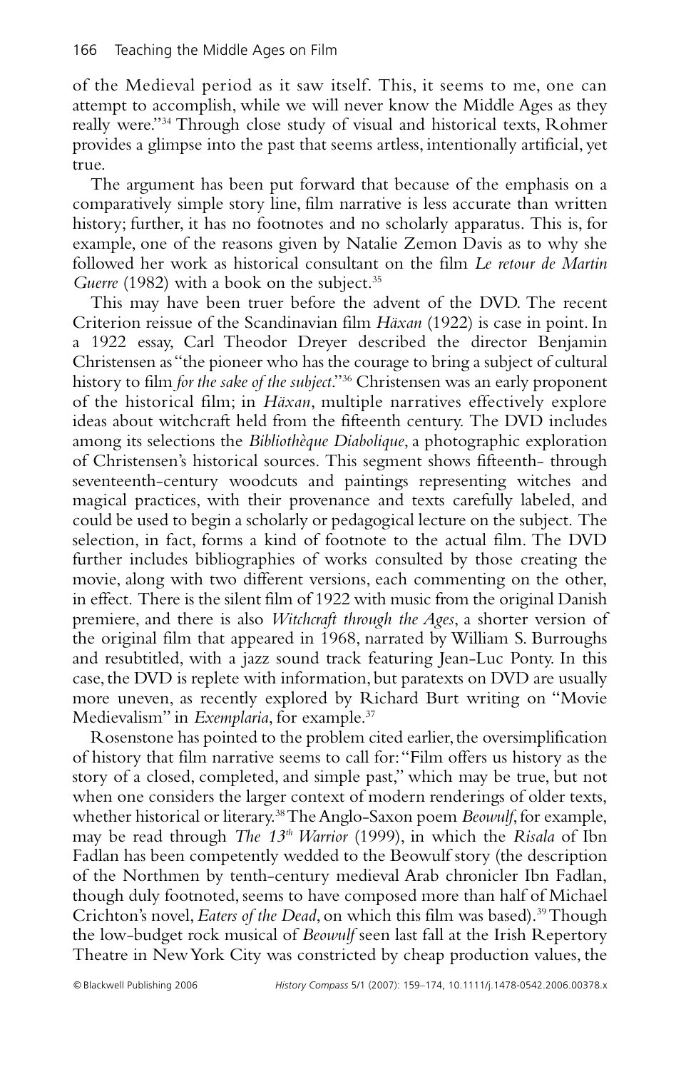of the Medieval period as it saw itself. This, it seems to me, one can attempt to accomplish, while we will never know the Middle Ages as they really were."[34] Through close study of visual and historical texts, Rohmer provides a glimpse into the past that seems artless, intentionally artificial, yet true.

The argument has been put forward that because of the emphasis on a comparatively simple story line, film narrative is less accurate than written history; further, it has no footnotes and no scholarly apparatus. This is, for example, one of the reasons given by Natalie Zemon Davis as to why she followed her work as historical consultant on the film *Le retour de Martin Guerre* (1982) with a book on the subject.[35]

This may have been truer before the advent of the DVD. The recent Criterion reissue of the Scandinavian film *Häxan* (1922) is case in point. In a 1922 essay, Carl Theodor Dreyer described the director Benjamin Christensen as "the pioneer who has the courage to bring a subject of cultural history to film *for the sake of the subject*."[36] Christensen was an early proponent of the historical film; in *Häxan*, multiple narratives effectively explore ideas about witchcraft held from the fifteenth century. The DVD includes among its selections the *Bibliothèque Diabolique*, a photographic exploration of Christensen's historical sources. This segment shows fifteenth- through seventeenth-century woodcuts and paintings representing witches and magical practices, with their provenance and texts carefully labeled, and could be used to begin a scholarly or pedagogical lecture on the subject. The selection, in fact, forms a kind of footnote to the actual film. The DVD further includes bibliographies of works consulted by those creating the movie, along with two different versions, each commenting on the other, in effect. There is the silent film of 1922 with music from the original Danish premiere, and there is also *Witchcraft through the Ages*, a shorter version of the original film that appeared in 1968, narrated by William S. Burroughs and resubtitled, with a jazz sound track featuring Jean-Luc Ponty. In this case, the DVD is replete with information, but paratexts on DVD are usually more uneven, as recently explored by Richard Burt writing on "Movie Medievalism" in *Exemplaria*, for example.[37]

Rosenstone has pointed to the problem cited earlier, the oversimplification of history that film narrative seems to call for: "Film offers us history as the story of a closed, completed, and simple past," which may be true, but not when one considers the larger context of modern renderings of older texts, whether historical or literary.[38] The Anglo-Saxon poem *Beowulf*, for example, may be read through *The 13th Warrior* (1999), in which the *Risala* of Ibn Fadlan has been competently wedded to the Beowulf story (the description of the Northmen by tenth-century medieval Arab chronicler Ibn Fadlan, though duly footnoted, seems to have composed more than half of Michael Crichton's novel, *Eaters of the Dead*, on which this film was based).[39] Though the low-budget rock musical of *Beowulf* seen last fall at the Irish Repertory Theatre in New York City was constricted by cheap production values, the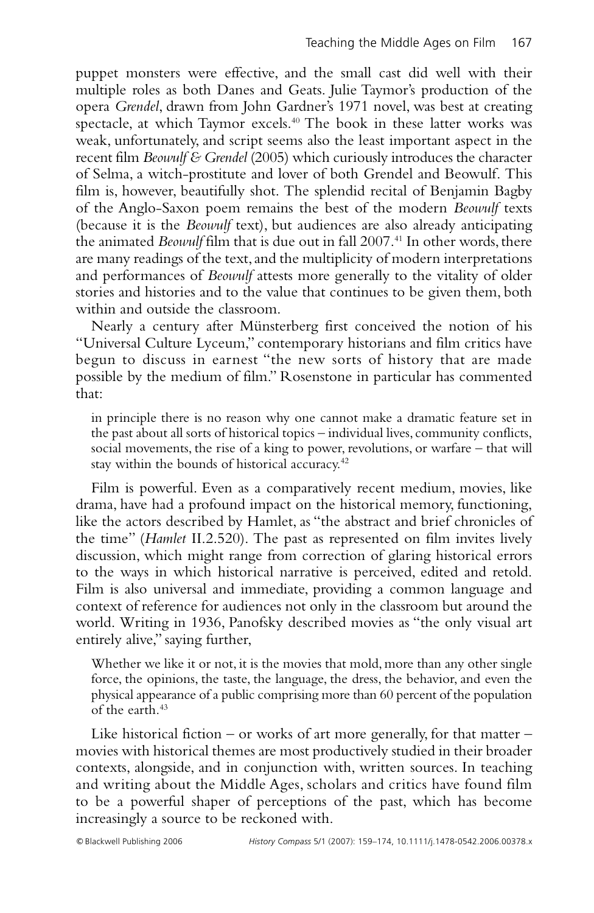puppet monsters were effective, and the small cast did well with their multiple roles as both Danes and Geats. Julie Taymor's production of the opera *Grendel*, drawn from John Gardner's 1971 novel, was best at creating spectacle, at which Taymor excels.[40] The book in these latter works was weak, unfortunately, and script seems also the least important aspect in the recent film *Beowulf & Grendel* (2005) which curiously introduces the character of Selma, a witch-prostitute and lover of both Grendel and Beowulf. This film is, however, beautifully shot. The splendid recital of Benjamin Bagby of the Anglo-Saxon poem remains the best of the modern *Beowulf* texts (because it is the *Beowulf* text), but audiences are also already anticipating the animated *Beowulf* film that is due out in fall 2007.[41] In other words, there are many readings of the text, and the multiplicity of modern interpretations and performances of *Beowulf* attests more generally to the vitality of older stories and histories and to the value that continues to be given them, both within and outside the classroom.

Nearly a century after Münsterberg first conceived the notion of his "Universal Culture Lyceum," contemporary historians and film critics have begun to discuss in earnest "the new sorts of history that are made possible by the medium of film." Rosenstone in particular has commented that:

> in principle there is no reason why one cannot make a dramatic feature set in the past about all sorts of historical topics – individual lives, community conflicts, social movements, the rise of a king to power, revolutions, or warfare – that will stay within the bounds of historical accuracy.[42]

Film is powerful. Even as a comparatively recent medium, movies, like drama, have had a profound impact on the historical memory, functioning, like the actors described by Hamlet, as "the abstract and brief chronicles of the time" (*Hamlet* II.2.520). The past as represented on film invites lively discussion, which might range from correction of glaring historical errors to the ways in which historical narrative is perceived, edited and retold. Film is also universal and immediate, providing a common language and context of reference for audiences not only in the classroom but around the world. Writing in 1936, Panofsky described movies as "the only visual art entirely alive," saying further,

> Whether we like it or not, it is the movies that mold, more than any other single force, the opinions, the taste, the language, the dress, the behavior, and even the physical appearance of a public comprising more than 60 percent of the population of the earth.[43]

Like historical fiction – or works of art more generally, for that matter – movies with historical themes are most productively studied in their broader contexts, alongside, and in conjunction with, written sources. In teaching and writing about the Middle Ages, scholars and critics have found film to be a powerful shaper of perceptions of the past, which has become increasingly a source to be reckoned with.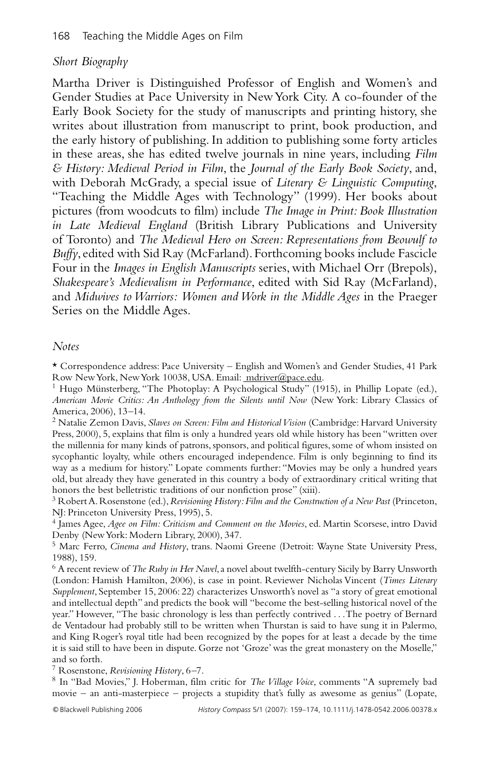*Short Biography*

Martha Driver is Distinguished Professor of English and Women's and Gender Studies at Pace University in New York City. A co-founder of the Early Book Society for the study of manuscripts and printing history, she writes about illustration from manuscript to print, book production, and the early history of publishing. In addition to publishing some forty articles in these areas, she has edited twelve journals in nine years, including *Film & History: Medieval Period in Film*, the *Journal of the Early Book Society*, and, with Deborah McGrady, a special issue of *Literary & Linguistic Computing*, "Teaching the Middle Ages with Technology" (1999). Her books about pictures (from woodcuts to film) include *The Image in Print: Book Illustration in Late Medieval England* (British Library Publications and University of Toronto) and *The Medieval Hero on Screen: Representations from Beowulf to Buffy*, edited with Sid Ray (McFarland). Forthcoming books include Fascicle Four in the *Images in English Manuscripts* series, with Michael Orr (Brepols), *Shakespeare's Medievalism in Performance*, edited with Sid Ray (McFarland), and *Midwives to Warriors: Women and Work in the Middle Ages* in the Praeger Series on the Middle Ages.

*Notes*

* Correspondence address: Pace University – English and Women's and Gender Studies, 41 Park Row New York, New York 10038, USA. Email: mdriver@pace.edu.

[1] Hugo Münsterberg, "The Photoplay: A Psychological Study" (1915), in Phillip Lopate (ed.), *American Movie Critics: An Anthology from the Silents until Now* (New York: Library Classics of America, 2006), 13–14.

[2] Natalie Zemon Davis, *Slaves on Screen: Film and Historical Vision* (Cambridge: Harvard University Press, 2000), 5, explains that film is only a hundred years old while history has been "written over the millennia for many kinds of patrons, sponsors, and political figures, some of whom insisted on sycophantic loyalty, while others encouraged independence. Film is only beginning to find its way as a medium for history." Lopate comments further: "Movies may be only a hundred years old, but already they have generated in this country a body of extraordinary critical writing that honors the best belletristic traditions of our nonfiction prose" (xiii).

[3] Robert A. Rosenstone (ed.), *Revisioning History: Film and the Construction of a New Past* (Princeton, NJ: Princeton University Press, 1995), 5.

[4] James Agee, *Agee on Film: Criticism and Comment on the Movies*, ed. Martin Scorsese, intro David Denby (New York: Modern Library, 2000), 347.

[5] Marc Ferro, *Cinema and History*, trans. Naomi Greene (Detroit: Wayne State University Press, 1988), 159.

[6] A recent review of *The Ruby in Her Navel*, a novel about twelfth-century Sicily by Barry Unsworth (London: Hamish Hamilton, 2006), is case in point. Reviewer Nicholas Vincent (*Times Literary Supplement*, September 15, 2006: 22) characterizes Unsworth's novel as "a story of great emotional and intellectual depth" and predicts the book will "become the best-selling historical novel of the year." However, "The basic chronology is less than perfectly contrived . . . The poetry of Bernard de Ventadour had probably still to be written when Thurstan is said to have sung it in Palermo, and King Roger's royal title had been recognized by the popes for at least a decade by the time it is said still to have been in dispute. Gorze not 'Groze' was the great monastery on the Moselle," and so forth.

[7] Rosenstone, *Revisioning History*, 6–7.

[8] In "Bad Movies," J. Hoberman, film critic for *The Village Voice*, comments "A supremely bad movie – an anti-masterpiece – projects a stupidity that's fully as awesome as genius" (Lopate,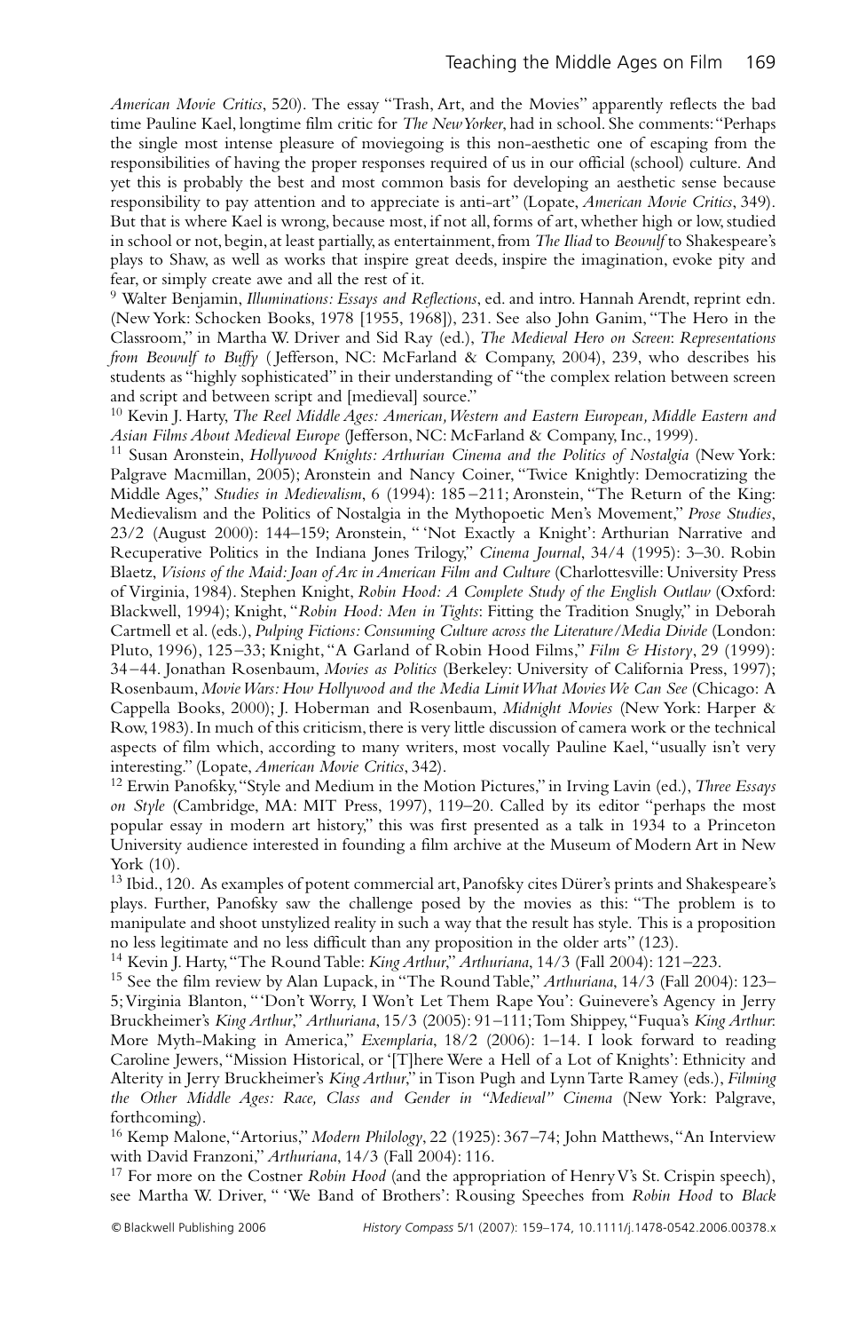*American Movie Critics*, 520). The essay "Trash, Art, and the Movies" apparently reflects the bad time Pauline Kael, longtime film critic for *The New Yorker*, had in school. She comments: "Perhaps the single most intense pleasure of moviegoing is this non-aesthetic one of escaping from the responsibilities of having the proper responses required of us in our official (school) culture. And yet this is probably the best and most common basis for developing an aesthetic sense because responsibility to pay attention and to appreciate is anti-art" (Lopate, *American Movie Critics*, 349). But that is where Kael is wrong, because most, if not all, forms of art, whether high or low, studied in school or not, begin, at least partially, as entertainment, from *The Iliad* to *Beowulf* to Shakespeare's plays to Shaw, as well as works that inspire great deeds, inspire the imagination, evoke pity and fear, or simply create awe and all the rest of it.

[9] Walter Benjamin, *Illuminations: Essays and Reflections*, ed. and intro. Hannah Arendt, reprint edn. (New York: Schocken Books, 1978 [1955, 1968]), 231. See also John Ganim, "The Hero in the Classroom," in Martha W. Driver and Sid Ray (ed.), *The Medieval Hero on Screen*: *Representations from Beowulf to Buffy* (Jefferson, NC: McFarland & Company, 2004), 239, who describes his students as "highly sophisticated" in their understanding of "the complex relation between screen and script and between script and [medieval] source."

[10] Kevin J. Harty, *The Reel Middle Ages: American, Western and Eastern European, Middle Eastern and Asian Films About Medieval Europe* (Jefferson, NC: McFarland & Company, Inc., 1999).

[11] Susan Aronstein, *Hollywood Knights: Arthurian Cinema and the Politics of Nostalgia* (New York: Palgrave Macmillan, 2005); Aronstein and Nancy Coiner, "Twice Knightly: Democratizing the Middle Ages," *Studies in Medievalism*, 6 (1994): 185–211; Aronstein, "The Return of the King: Medievalism and the Politics of Nostalgia in the Mythopoetic Men's Movement," *Prose Studies*, 23/2 (August 2000): 144–159; Aronstein, " 'Not Exactly a Knight': Arthurian Narrative and Recuperative Politics in the Indiana Jones Trilogy," *Cinema Journal*, 34/4 (1995): 3–30. Robin Blaetz, *Visions of the Maid: Joan of Arc in American Film and Culture* (Charlottesville: University Press of Virginia, 1984). Stephen Knight, *Robin Hood: A Complete Study of the English Outlaw* (Oxford: Blackwell, 1994); Knight, "*Robin Hood: Men in Tights*: Fitting the Tradition Snugly," in Deborah Cartmell et al. (eds.), *Pulping Fictions: Consuming Culture across the Literature/Media Divide* (London: Pluto, 1996), 125–33; Knight, "A Garland of Robin Hood Films," *Film & History*, 29 (1999): 34–44. Jonathan Rosenbaum, *Movies as Politics* (Berkeley: University of California Press, 1997); Rosenbaum, *Movie Wars: How Hollywood and the Media Limit What Movies We Can See* (Chicago: A Cappella Books, 2000); J. Hoberman and Rosenbaum, *Midnight Movies* (New York: Harper & Row, 1983). In much of this criticism, there is very little discussion of camera work or the technical aspects of film which, according to many writers, most vocally Pauline Kael, "usually isn't very interesting." (Lopate, *American Movie Critics*, 342).

[12] Erwin Panofsky, "Style and Medium in the Motion Pictures," in Irving Lavin (ed.), *Three Essays on Style* (Cambridge, MA: MIT Press, 1997), 119–20. Called by its editor "perhaps the most popular essay in modern art history," this was first presented as a talk in 1934 to a Princeton University audience interested in founding a film archive at the Museum of Modern Art in New York (10).

[13] Ibid., 120. As examples of potent commercial art, Panofsky cites Dürer's prints and Shakespeare's plays. Further, Panofsky saw the challenge posed by the movies as this: "The problem is to manipulate and shoot unstylized reality in such a way that the result has style. This is a proposition no less legitimate and no less difficult than any proposition in the older arts" (123).

[14] Kevin J. Harty, "The Round Table: *King Arthur*," *Arthuriana*, 14/3 (Fall 2004): 121–223.

[15] See the film review by Alan Lupack, in "The Round Table," *Arthuriana*, 14/3 (Fall 2004): 123–5; Virginia Blanton, " 'Don't Worry, I Won't Let Them Rape You': Guinevere's Agency in Jerry Bruckheimer's *King Arthur*," *Arthuriana*, 15/3 (2005): 91–111; Tom Shippey, "Fuqua's *King Arthur*: More Myth-Making in America," *Exemplaria*, 18/2 (2006): 1–14. I look forward to reading Caroline Jewers, "Mission Historical, or '[T]here Were a Hell of a Lot of Knights': Ethnicity and Alterity in Jerry Bruckheimer's *King Arthur*," in Tison Pugh and Lynn Tarte Ramey (eds.), *Filming the Other Middle Ages: Race, Class and Gender in "Medieval" Cinema* (New York: Palgrave, forthcoming).

[16] Kemp Malone, "Artorius," *Modern Philology*, 22 (1925): 367–74; John Matthews, "An Interview with David Franzoni," *Arthuriana*, 14/3 (Fall 2004): 116.

[17] For more on the Costner *Robin Hood* (and the appropriation of Henry V's St. Crispin speech), see Martha W. Driver, " 'We Band of Brothers': Rousing Speeches from *Robin Hood* to *Black*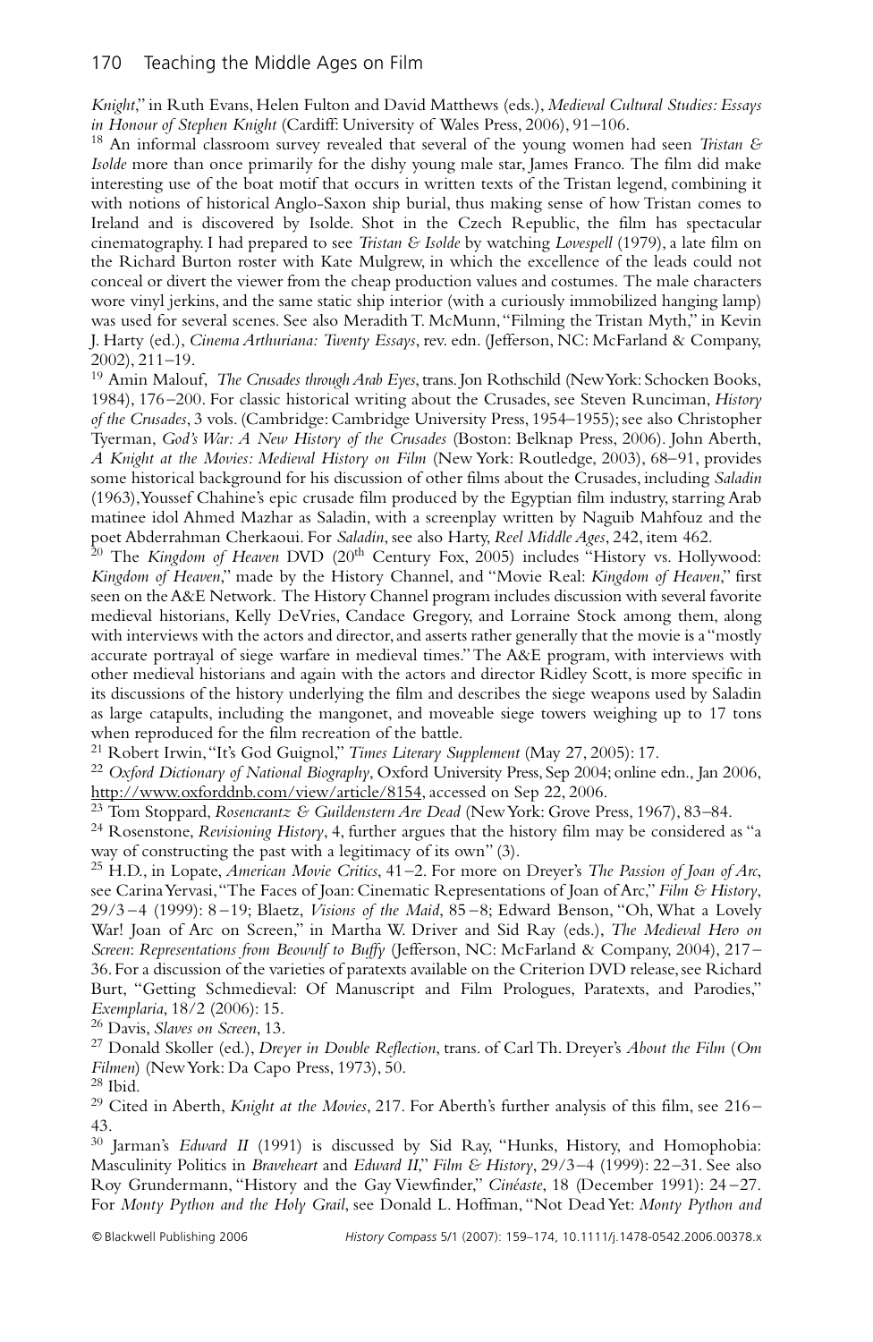*Knight*," in Ruth Evans, Helen Fulton and David Matthews (eds.), *Medieval Cultural Studies: Essays in Honour of Stephen Knight* (Cardiff: University of Wales Press, 2006), 91–106.

[18] An informal classroom survey revealed that several of the young women had seen *Tristan & Isolde* more than once primarily for the dishy young male star, James Franco. The film did make interesting use of the boat motif that occurs in written texts of the Tristan legend, combining it with notions of historical Anglo-Saxon ship burial, thus making sense of how Tristan comes to Ireland and is discovered by Isolde. Shot in the Czech Republic, the film has spectacular cinematography. I had prepared to see *Tristan & Isolde* by watching *Lovespell* (1979), a late film on the Richard Burton roster with Kate Mulgrew, in which the excellence of the leads could not conceal or divert the viewer from the cheap production values and costumes. The male characters wore vinyl jerkins, and the same static ship interior (with a curiously immobilized hanging lamp) was used for several scenes. See also Meradith T. McMunn, "Filming the Tristan Myth," in Kevin J. Harty (ed.), *Cinema Arthuriana: Twenty Essays*, rev. edn. (Jefferson, NC: McFarland & Company, 2002), 211–19.

[19] Amin Malouf, *The Crusades through Arab Eyes*, trans. Jon Rothschild (New York: Schocken Books, 1984), 176–200. For classic historical writing about the Crusades, see Steven Runciman, *History of the Crusades*, 3 vols. (Cambridge: Cambridge University Press, 1954–1955); see also Christopher Tyerman, *God's War: A New History of the Crusades* (Boston: Belknap Press, 2006). John Aberth, *A Knight at the Movies: Medieval History on Film* (New York: Routledge, 2003), 68–91, provides some historical background for his discussion of other films about the Crusades, including *Saladin* (1963), Youssef Chahine's epic crusade film produced by the Egyptian film industry, starring Arab matinee idol Ahmed Mazhar as Saladin, with a screenplay written by Naguib Mahfouz and the poet Abderrahman Cherkaoui. For *Saladin*, see also Harty, *Reel Middle Ages*, 242, item 462.

[20] The *Kingdom of Heaven* DVD (20th Century Fox, 2005) includes "History vs. Hollywood: *Kingdom of Heaven*," made by the History Channel, and "Movie Real: *Kingdom of Heaven*," first seen on the A&E Network. The History Channel program includes discussion with several favorite medieval historians, Kelly DeVries, Candace Gregory, and Lorraine Stock among them, along with interviews with the actors and director, and asserts rather generally that the movie is a "mostly accurate portrayal of siege warfare in medieval times." The A&E program, with interviews with other medieval historians and again with the actors and director Ridley Scott, is more specific in its discussions of the history underlying the film and describes the siege weapons used by Saladin as large catapults, including the mangonet, and moveable siege towers weighing up to 17 tons when reproduced for the film recreation of the battle.

[21] Robert Irwin, "It's God Guignol," *Times Literary Supplement* (May 27, 2005): 17.

[22] *Oxford Dictionary of National Biography*, Oxford University Press, Sep 2004; online edn., Jan 2006, http://www.oxforddnb.com/view/article/8154, accessed on Sep 22, 2006.

[23] Tom Stoppard, *Rosencrantz & Guildenstern Are Dead* (New York: Grove Press, 1967), 83–84.

[24] Rosenstone, *Revisioning History*, 4, further argues that the history film may be considered as "a way of constructing the past with a legitimacy of its own" (3).

[25] H.D., in Lopate, *American Movie Critics*, 41–2. For more on Dreyer's *The Passion of Joan of Arc*, see Carina Yervasi, "The Faces of Joan: Cinematic Representations of Joan of Arc," *Film & History*, 29/3–4 (1999): 8–19; Blaetz, *Visions of the Maid*, 85–8; Edward Benson, "Oh, What a Lovely War! Joan of Arc on Screen," in Martha W. Driver and Sid Ray (eds.), *The Medieval Hero on Screen*: *Representations from Beowulf to Buffy* (Jefferson, NC: McFarland & Company, 2004), 217–36. For a discussion of the varieties of paratexts available on the Criterion DVD release, see Richard Burt, "Getting Schmedieval: Of Manuscript and Film Prologues, Paratexts, and Parodies," *Exemplaria*, 18/2 (2006): 15.

[26] Davis, *Slaves on Screen*, 13.

[27] Donald Skoller (ed.), *Dreyer in Double Reflection*, trans. of Carl Th. Dreyer's *About the Film* (*Om Filmen*) (New York: Da Capo Press, 1973), 50.

[28] Ibid.

[29] Cited in Aberth, *Knight at the Movies*, 217. For Aberth's further analysis of this film, see 216–43.

[30] Jarman's *Edward II* (1991) is discussed by Sid Ray, "Hunks, History, and Homophobia: Masculinity Politics in *Braveheart* and *Edward II*," *Film & History*, 29/3–4 (1999): 22–31. See also Roy Grundermann, "History and the Gay Viewfinder," *Cinéaste*, 18 (December 1991): 24–27. For *Monty Python and the Holy Grail*, see Donald L. Hoffman, "Not Dead Yet: *Monty Python and*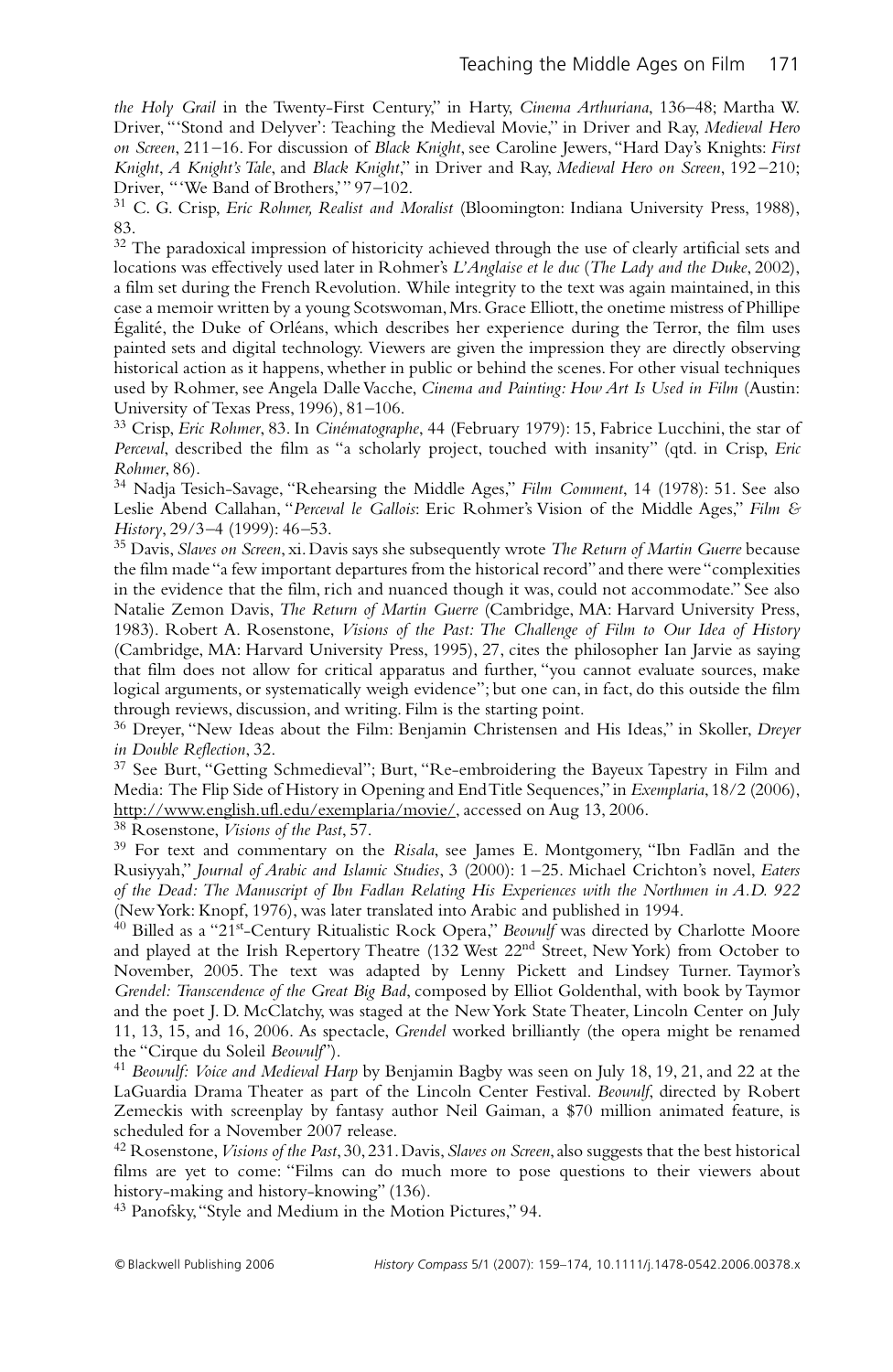*the Holy Grail* in the Twenty-First Century," in Harty, *Cinema Arthuriana*, 136–48; Martha W. Driver, "'Stond and Delyver': Teaching the Medieval Movie," in Driver and Ray, *Medieval Hero on Screen*, 211–16. For discussion of *Black Knight*, see Caroline Jewers, "Hard Day's Knights: *First Knight*, *A Knight's Tale*, and *Black Knight*," in Driver and Ray, *Medieval Hero on Screen*, 192–210; Driver, "'We Band of Brothers,'" 97–102.

[31] C. G. Crisp, *Eric Rohmer, Realist and Moralist* (Bloomington: Indiana University Press, 1988), 83.

[32] The paradoxical impression of historicity achieved through the use of clearly artificial sets and locations was effectively used later in Rohmer's *L'Anglaise et le duc* (*The Lady and the Duke*, 2002), a film set during the French Revolution. While integrity to the text was again maintained, in this case a memoir written by a young Scotswoman, Mrs. Grace Elliott, the onetime mistress of Phillipe Égalité, the Duke of Orléans, which describes her experience during the Terror, the film uses painted sets and digital technology. Viewers are given the impression they are directly observing historical action as it happens, whether in public or behind the scenes. For other visual techniques used by Rohmer, see Angela Dalle Vacche, *Cinema and Painting: How Art Is Used in Film* (Austin: University of Texas Press, 1996), 81–106.

[33] Crisp, *Eric Rohmer*, 83. In *Cinématographe*, 44 (February 1979): 15, Fabrice Lucchini, the star of *Perceval*, described the film as "a scholarly project, touched with insanity" (qtd. in Crisp, *Eric Rohmer*, 86).

[34] Nadja Tesich-Savage, "Rehearsing the Middle Ages," *Film Comment*, 14 (1978): 51. See also Leslie Abend Callahan, "*Perceval le Gallois*: Eric Rohmer's Vision of the Middle Ages," *Film & History*, 29/3–4 (1999): 46–53.

[35] Davis, *Slaves on Screen*, xi. Davis says she subsequently wrote *The Return of Martin Guerre* because the film made "a few important departures from the historical record" and there were "complexities in the evidence that the film, rich and nuanced though it was, could not accommodate." See also Natalie Zemon Davis, *The Return of Martin Guerre* (Cambridge, MA: Harvard University Press, 1983). Robert A. Rosenstone, *Visions of the Past: The Challenge of Film to Our Idea of History* (Cambridge, MA: Harvard University Press, 1995), 27, cites the philosopher Ian Jarvie as saying that film does not allow for critical apparatus and further, "you cannot evaluate sources, make logical arguments, or systematically weigh evidence"; but one can, in fact, do this outside the film through reviews, discussion, and writing. Film is the starting point.

[36] Dreyer, "New Ideas about the Film: Benjamin Christensen and His Ideas," in Skoller, *Dreyer in Double Reflection*, 32.

[37] See Burt, "Getting Schmedieval"; Burt, "Re-embroidering the Bayeux Tapestry in Film and Media: The Flip Side of History in Opening and End Title Sequences," in *Exemplaria*, 18/2 (2006), http://www.english.ufl.edu/exemplaria/movie/, accessed on Aug 13, 2006.

[38] Rosenstone, *Visions of the Past*, 57.

[39] For text and commentary on the *Risala*, see James E. Montgomery, "Ibn Fadlān and the Rusiyyah," *Journal of Arabic and Islamic Studies*, 3 (2000): 1–25. Michael Crichton's novel, *Eaters of the Dead: The Manuscript of Ibn Fadlan Relating His Experiences with the Northmen in A.D. 922* (New York: Knopf, 1976), was later translated into Arabic and published in 1994.

[40] Billed as a "21st-Century Ritualistic Rock Opera," *Beowulf* was directed by Charlotte Moore and played at the Irish Repertory Theatre (132 West 22nd Street, New York) from October to November, 2005. The text was adapted by Lenny Pickett and Lindsey Turner. Taymor's *Grendel: Transcendence of the Great Big Bad*, composed by Elliot Goldenthal, with book by Taymor and the poet J. D. McClatchy, was staged at the New York State Theater, Lincoln Center on July 11, 13, 15, and 16, 2006. As spectacle, *Grendel* worked brilliantly (the opera might be renamed the "Cirque du Soleil *Beowulf*").

[41] *Beowulf: Voice and Medieval Harp* by Benjamin Bagby was seen on July 18, 19, 21, and 22 at the LaGuardia Drama Theater as part of the Lincoln Center Festival. *Beowulf*, directed by Robert Zemeckis with screenplay by fantasy author Neil Gaiman, a \$70 million animated feature, is scheduled for a November 2007 release.

[42] Rosenstone, *Visions of the Past*, 30, 231. Davis, *Slaves on Screen*, also suggests that the best historical films are yet to come: "Films can do much more to pose questions to their viewers about history-making and history-knowing" (136).

[43] Panofsky, "Style and Medium in the Motion Pictures," 94.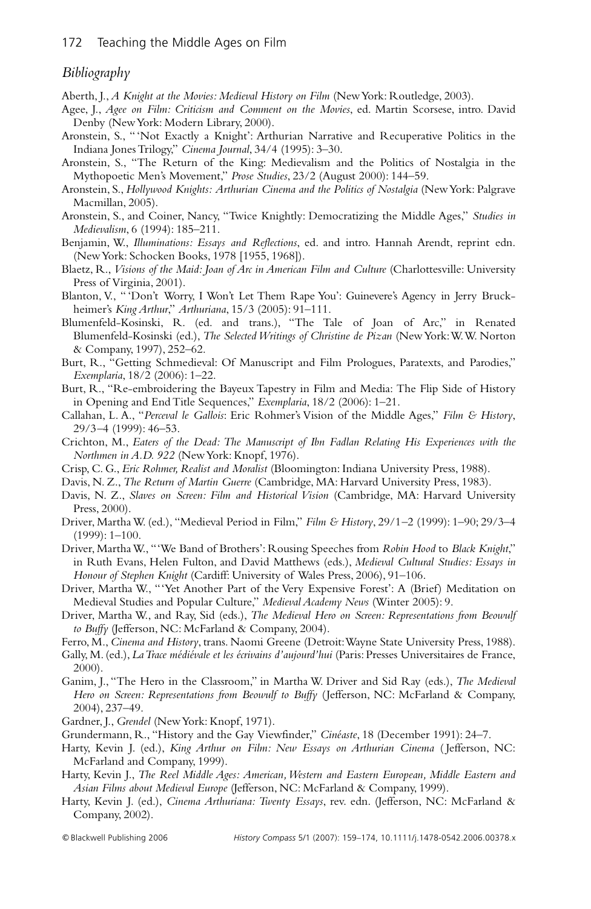## *Bibliography*

Aberth, J., *A Knight at the Movies: Medieval History on Film* (New York: Routledge, 2003).

Agee, J., *Agee on Film: Criticism and Comment on the Movies*, ed. Martin Scorsese, intro. David Denby (New York: Modern Library, 2000).

Aronstein, S., "'Not Exactly a Knight': Arthurian Narrative and Recuperative Politics in the Indiana Jones Trilogy," *Cinema Journal*, 34/4 (1995): 3–30.

Aronstein, S., "The Return of the King: Medievalism and the Politics of Nostalgia in the Mythopoetic Men's Movement," *Prose Studies*, 23/2 (August 2000): 144–59.

Aronstein, S., *Hollywood Knights: Arthurian Cinema and the Politics of Nostalgia* (New York: Palgrave Macmillan, 2005).

Aronstein, S., and Coiner, Nancy, "Twice Knightly: Democratizing the Middle Ages," *Studies in Medievalism*, 6 (1994): 185–211.

Benjamin, W., *Illuminations: Essays and Reflections*, ed. and intro. Hannah Arendt, reprint edn. (New York: Schocken Books, 1978 [1955, 1968]).

Blaetz, R., *Visions of the Maid: Joan of Arc in American Film and Culture* (Charlottesville: University Press of Virginia, 2001).

Blanton, V., "'Don't Worry, I Won't Let Them Rape You': Guinevere's Agency in Jerry Bruckheimer's *King Arthur*," *Arthuriana*, 15/3 (2005): 91–111.

Blumenfeld-Kosinski, R. (ed. and trans.), "The Tale of Joan of Arc," in Renated Blumenfeld-Kosinski (ed.), *The Selected Writings of Christine de Pizan* (New York: W. W. Norton & Company, 1997), 252–62.

Burt, R., "Getting Schmedieval: Of Manuscript and Film Prologues, Paratexts, and Parodies," *Exemplaria*, 18/2 (2006): 1–22.

Burt, R., "Re-embroidering the Bayeux Tapestry in Film and Media: The Flip Side of History in Opening and End Title Sequences," *Exemplaria*, 18/2 (2006): 1–21.

Callahan, L. A., "*Perceval le Gallois*: Eric Rohmer's Vision of the Middle Ages," *Film & History*, 29/3–4 (1999): 46–53.

Crichton, M., *Eaters of the Dead: The Manuscript of Ibn Fadlan Relating His Experiences with the Northmen in A.D. 922* (New York: Knopf, 1976).

Crisp, C. G., *Eric Rohmer, Realist and Moralist* (Bloomington: Indiana University Press, 1988).

Davis, N. Z., *The Return of Martin Guerre* (Cambridge, MA: Harvard University Press, 1983).

Davis, N. Z., *Slaves on Screen: Film and Historical Vision* (Cambridge, MA: Harvard University Press, 2000).

Driver, Martha W. (ed.), "Medieval Period in Film," *Film & History*, 29/1–2 (1999): 1–90; 29/3–4 (1999): 1–100.

Driver, Martha W., "'We Band of Brothers': Rousing Speeches from *Robin Hood* to *Black Knight*," in Ruth Evans, Helen Fulton, and David Matthews (eds.), *Medieval Cultural Studies: Essays in Honour of Stephen Knight* (Cardiff: University of Wales Press, 2006), 91–106.

Driver, Martha W., "'Yet Another Part of the Very Expensive Forest': A (Brief) Meditation on Medieval Studies and Popular Culture," *Medieval Academy News* (Winter 2005): 9.

Driver, Martha W., and Ray, Sid (eds.), *The Medieval Hero on Screen: Representations from Beowulf to Buffy* (Jefferson, NC: McFarland & Company, 2004).

Ferro, M., *Cinema and History*, trans. Naomi Greene (Detroit: Wayne State University Press, 1988).

Gally, M. (ed.), *La Trace médiévale et les écrivains d'aujourd'hui* (Paris: Presses Universitaires de France, 2000).

Ganim, J., "The Hero in the Classroom," in Martha W. Driver and Sid Ray (eds.), *The Medieval Hero on Screen: Representations from Beowulf to Buffy* (Jefferson, NC: McFarland & Company, 2004), 237–49.

Gardner, J., *Grendel* (New York: Knopf, 1971).

Grundermann, R., "History and the Gay Viewfinder," *Cinéaste*, 18 (December 1991): 24–7.

Harty, Kevin J. (ed.), *King Arthur on Film: New Essays on Arthurian Cinema* (Jefferson, NC: McFarland and Company, 1999).

Harty, Kevin J., *The Reel Middle Ages: American, Western and Eastern European, Middle Eastern and Asian Films about Medieval Europe* (Jefferson, NC: McFarland & Company, 1999).

Harty, Kevin J. (ed.), *Cinema Arthuriana: Twenty Essays*, rev. edn. (Jefferson, NC: McFarland & Company, 2002).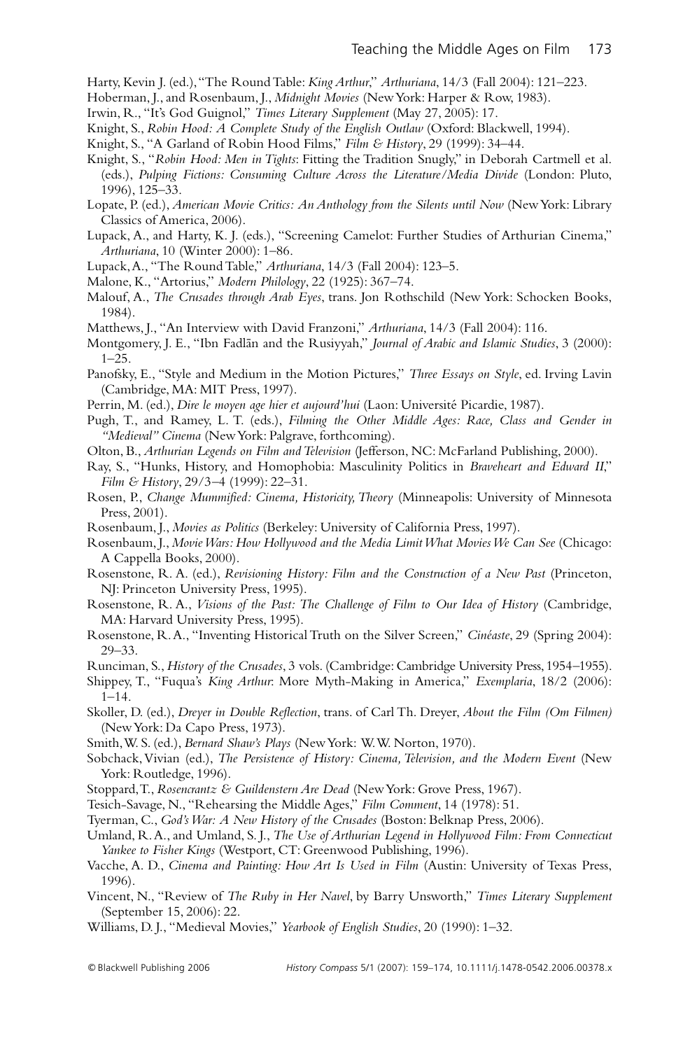Harty, Kevin J. (ed.), "The Round Table: *King Arthur*," *Arthuriana*, 14/3 (Fall 2004): 121–223.

Hoberman, J., and Rosenbaum, J., *Midnight Movies* (New York: Harper & Row, 1983).

Irwin, R., "It's God Guignol," *Times Literary Supplement* (May 27, 2005): 17.

Knight, S., *Robin Hood: A Complete Study of the English Outlaw* (Oxford: Blackwell, 1994).

Knight, S., "A Garland of Robin Hood Films," *Film & History*, 29 (1999): 34–44.

Knight, S., "*Robin Hood: Men in Tights*: Fitting the Tradition Snugly," in Deborah Cartmell et al. (eds.), *Pulping Fictions: Consuming Culture Across the Literature/Media Divide* (London: Pluto, 1996), 125–33.

Lopate, P. (ed.), *American Movie Critics: An Anthology from the Silents until Now* (New York: Library Classics of America, 2006).

Lupack, A., and Harty, K. J. (eds.), "Screening Camelot: Further Studies of Arthurian Cinema," *Arthuriana*, 10 (Winter 2000): 1–86.

Lupack, A., "The Round Table," *Arthuriana*, 14/3 (Fall 2004): 123–5.

Malone, K., "Artorius," *Modern Philology*, 22 (1925): 367–74.

Malouf, A., *The Crusades through Arab Eyes*, trans. Jon Rothschild (New York: Schocken Books, 1984).

Matthews, J., "An Interview with David Franzoni," *Arthuriana*, 14/3 (Fall 2004): 116.

Montgomery, J. E., "Ibn Fadlān and the Rusiyyah," *Journal of Arabic and Islamic Studies*, 3 (2000): 1–25.

Panofsky, E., "Style and Medium in the Motion Pictures," *Three Essays on Style*, ed. Irving Lavin (Cambridge, MA: MIT Press, 1997).

Perrin, M. (ed.), *Dire le moyen age hier et aujourd'hui* (Laon: Université Picardie, 1987).

Pugh, T., and Ramey, L. T. (eds.), *Filming the Other Middle Ages: Race, Class and Gender in "Medieval" Cinema* (New York: Palgrave, forthcoming).

Olton, B., *Arthurian Legends on Film and Television* (Jefferson, NC: McFarland Publishing, 2000).

Ray, S., "Hunks, History, and Homophobia: Masculinity Politics in *Braveheart and Edward II*," *Film & History*, 29/3–4 (1999): 22–31.

Rosen, P., *Change Mummified: Cinema, Historicity, Theory* (Minneapolis: University of Minnesota Press, 2001).

Rosenbaum, J., *Movies as Politics* (Berkeley: University of California Press, 1997).

Rosenbaum, J., *Movie Wars: How Hollywood and the Media Limit What Movies We Can See* (Chicago: A Cappella Books, 2000).

Rosenstone, R. A. (ed.), *Revisioning History: Film and the Construction of a New Past* (Princeton, NJ: Princeton University Press, 1995).

Rosenstone, R. A., *Visions of the Past: The Challenge of Film to Our Idea of History* (Cambridge, MA: Harvard University Press, 1995).

Rosenstone, R. A., "Inventing Historical Truth on the Silver Screen," *Cinéaste*, 29 (Spring 2004): 29–33.

Runciman, S., *History of the Crusades*, 3 vols. (Cambridge: Cambridge University Press, 1954–1955).

Shippey, T., "Fuqua's *King Arthur*: More Myth-Making in America," *Exemplaria*, 18/2 (2006): 1–14.

Skoller, D. (ed.), *Dreyer in Double Reflection*, trans. of Carl Th. Dreyer, *About the Film (Om Filmen)* (New York: Da Capo Press, 1973).

Smith, W. S. (ed.), *Bernard Shaw's Plays* (New York: W. W. Norton, 1970).

Sobchack, Vivian (ed.), *The Persistence of History: Cinema, Television, and the Modern Event* (New York: Routledge, 1996).

Stoppard, T., *Rosencrantz & Guildenstern Are Dead* (New York: Grove Press, 1967).

Tesich-Savage, N., "Rehearsing the Middle Ages," *Film Comment*, 14 (1978): 51.

Tyerman, C., *God's War: A New History of the Crusades* (Boston: Belknap Press, 2006).

Umland, R. A., and Umland, S. J., *The Use of Arthurian Legend in Hollywood Film: From Connecticut Yankee to Fisher Kings* (Westport, CT: Greenwood Publishing, 1996).

Vacche, A. D., *Cinema and Painting: How Art Is Used in Film* (Austin: University of Texas Press, 1996).

Vincent, N., "Review of *The Ruby in Her Navel*, by Barry Unsworth," *Times Literary Supplement* (September 15, 2006): 22.

Williams, D. J., "Medieval Movies," *Yearbook of English Studies*, 20 (1990): 1–32.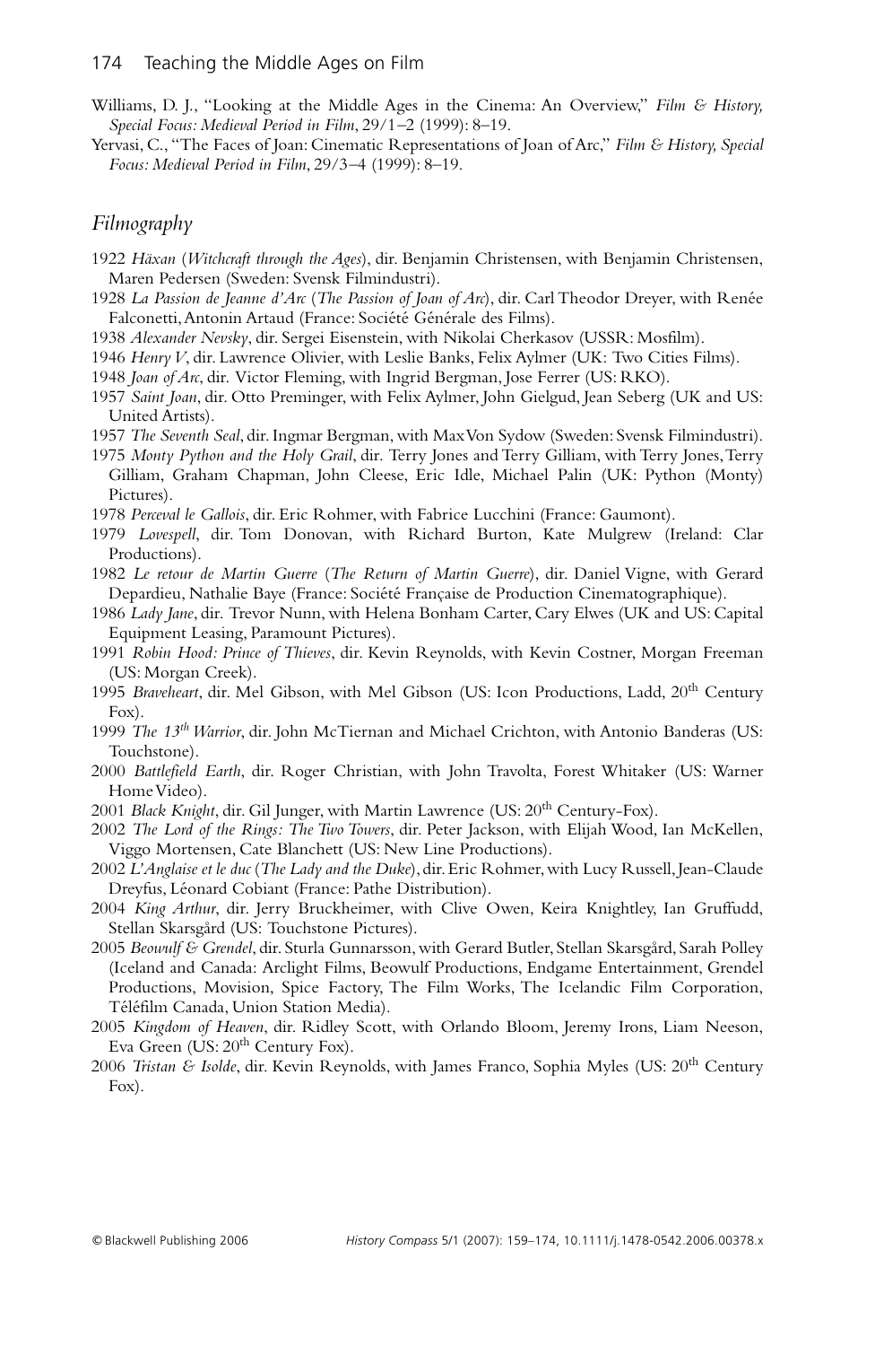Williams, D. J., "Looking at the Middle Ages in the Cinema: An Overview," *Film & History, Special Focus: Medieval Period in Film*, 29/1–2 (1999): 8–19.

Yervasi, C., "The Faces of Joan: Cinematic Representations of Joan of Arc," *Film & History, Special Focus: Medieval Period in Film*, 29/3–4 (1999): 8–19.

## *Filmography*

1922 *Häxan* (*Witchcraft through the Ages*), dir. Benjamin Christensen, with Benjamin Christensen, Maren Pedersen (Sweden: Svensk Filmindustri).

1928 *La Passion de Jeanne d'Arc* (*The Passion of Joan of Arc*), dir. Carl Theodor Dreyer, with Renée Falconetti, Antonin Artaud (France: Société Générale des Films).

1938 *Alexander Nevsky*, dir. Sergei Eisenstein, with Nikolai Cherkasov (USSR: Mosfilm).

1946 *Henry V*, dir. Lawrence Olivier, with Leslie Banks, Felix Aylmer (UK: Two Cities Films).

1948 *Joan of Arc*, dir. Victor Fleming, with Ingrid Bergman, Jose Ferrer (US: RKO).

1957 *Saint Joan*, dir. Otto Preminger, with Felix Aylmer, John Gielgud, Jean Seberg (UK and US: United Artists).

1957 *The Seventh Seal*, dir. Ingmar Bergman, with Max Von Sydow (Sweden: Svensk Filmindustri).

1975 *Monty Python and the Holy Grail*, dir. Terry Jones and Terry Gilliam, with Terry Jones, Terry Gilliam, Graham Chapman, John Cleese, Eric Idle, Michael Palin (UK: Python (Monty) Pictures).

1978 *Perceval le Gallois*, dir. Eric Rohmer, with Fabrice Lucchini (France: Gaumont).

1979 *Lovespell*, dir. Tom Donovan, with Richard Burton, Kate Mulgrew (Ireland: Clar Productions).

1982 *Le retour de Martin Guerre* (*The Return of Martin Guerre*), dir. Daniel Vigne, with Gerard Depardieu, Nathalie Baye (France: Société Française de Production Cinematographique).

1986 *Lady Jane*, dir. Trevor Nunn, with Helena Bonham Carter, Cary Elwes (UK and US: Capital Equipment Leasing, Paramount Pictures).

1991 *Robin Hood: Prince of Thieves*, dir. Kevin Reynolds, with Kevin Costner, Morgan Freeman (US: Morgan Creek).

1995 *Braveheart*, dir. Mel Gibson, with Mel Gibson (US: Icon Productions, Ladd, 20th Century Fox).

1999 *The 13th Warrior*, dir. John McTiernan and Michael Crichton, with Antonio Banderas (US: Touchstone).

2000 *Battlefield Earth*, dir. Roger Christian, with John Travolta, Forest Whitaker (US: Warner Home Video).

2001 *Black Knight*, dir. Gil Junger, with Martin Lawrence (US: 20th Century-Fox).

2002 *The Lord of the Rings: The Two Towers*, dir. Peter Jackson, with Elijah Wood, Ian McKellen, Viggo Mortensen, Cate Blanchett (US: New Line Productions).

2002 *L'Anglaise et le duc* (*The Lady and the Duke*), dir. Eric Rohmer, with Lucy Russell, Jean-Claude Dreyfus, Léonard Cobiant (France: Pathe Distribution).

2004 *King Arthur*, dir. Jerry Bruckheimer, with Clive Owen, Keira Knightley, Ian Gruffudd, Stellan Skarsgård (US: Touchstone Pictures).

2005 *Beowulf & Grendel*, dir. Sturla Gunnarsson, with Gerard Butler, Stellan Skarsgård, Sarah Polley (Iceland and Canada: Arclight Films, Beowulf Productions, Endgame Entertainment, Grendel Productions, Movision, Spice Factory, The Film Works, The Icelandic Film Corporation, Téléfilm Canada, Union Station Media).

2005 *Kingdom of Heaven*, dir. Ridley Scott, with Orlando Bloom, Jeremy Irons, Liam Neeson, Eva Green (US: 20th Century Fox).

2006 *Tristan & Isolde*, dir. Kevin Reynolds, with James Franco, Sophia Myles (US: 20th Century Fox).